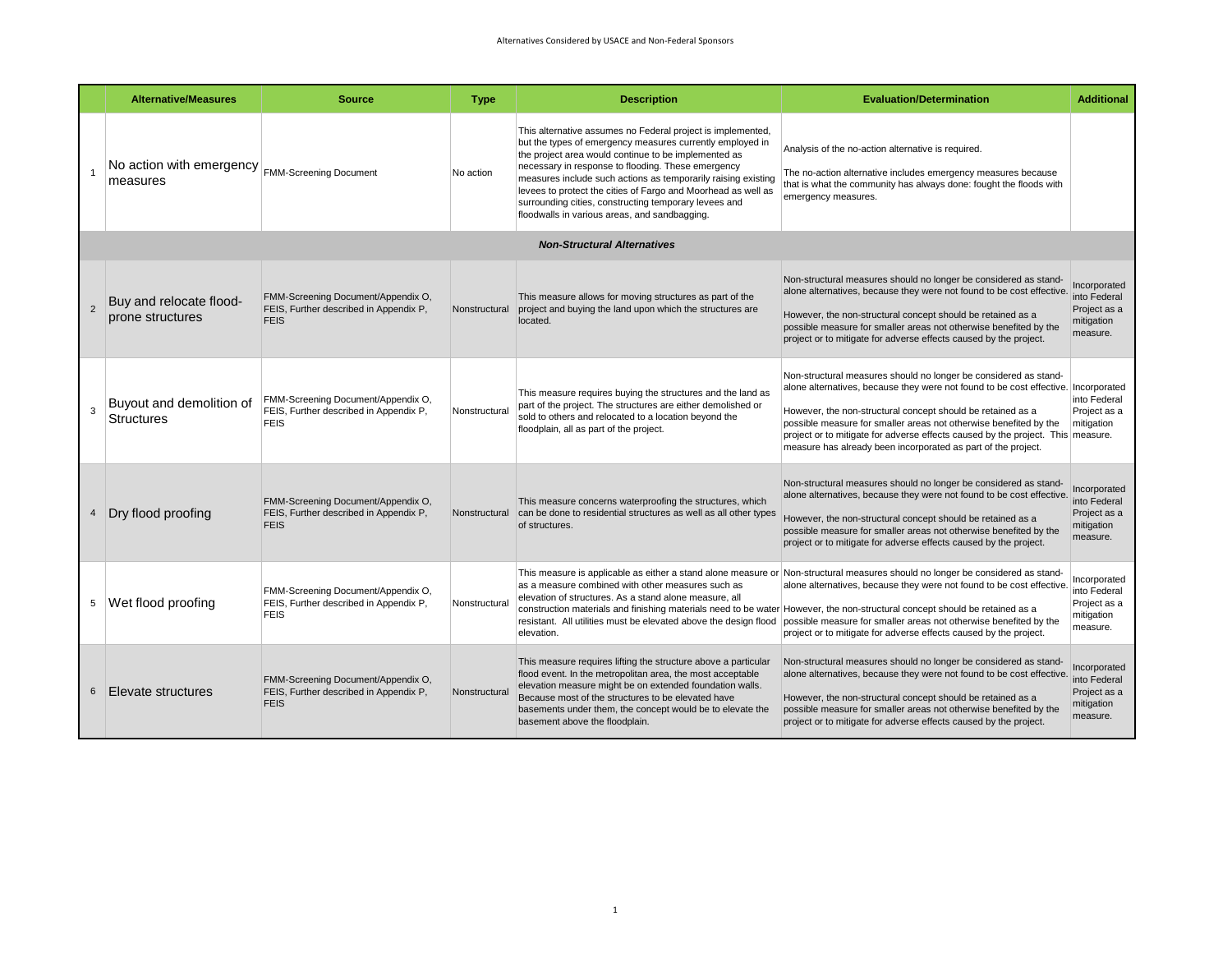Alternatives Considered by USACE and Non-Federal Sponsors

| | Alternative/Measures | Source | Type | Description | Evaluation/Determination | Additional |
|---|---|---|---|---|---|---|
| 1 | No action with emergency measures | FMM-Screening Document | No action | This alternative assumes no Federal project is implemented, but the types of emergency measures currently employed in the project area would continue to be implemented as necessary in response to flooding. These emergency measures include such actions as temporarily raising existing levees to protect the cities of Fargo and Moorhead as well as surrounding cities, constructing temporary levees and floodwalls in various areas, and sandbagging. | Analysis of the no-action alternative is required.<br><br>The no-action alternative includes emergency measures because that is what the community has always done: fought the floods with emergency measures. | |
| | | | | ***Non-Structural Alternatives*** | | |
| 2 | Buy and relocate flood-prone structures | FMM-Screening Document/Appendix O, FEIS, Further described in Appendix P, FEIS | Nonstructural | This measure allows for moving structures as part of the project and buying the land upon which the structures are located. | Non-structural measures should no longer be considered as stand-alone alternatives, because they were not found to be cost effective.<br><br>However, the non-structural concept should be retained as a possible measure for smaller areas not otherwise benefited by the project or to mitigate for adverse effects caused by the project. | Incorporated into Federal Project as a mitigation measure. |
| 3 | Buyout and demolition of Structures | FMM-Screening Document/Appendix O, FEIS, Further described in Appendix P, FEIS | Nonstructural | This measure requires buying the structures and the land as part of the project. The structures are either demolished or sold to others and relocated to a location beyond the floodplain, all as part of the project. | Non-structural measures should no longer be considered as stand-alone alternatives, because they were not found to be cost effective.<br><br>However, the non-structural concept should be retained as a possible measure for smaller areas not otherwise benefited by the project or to mitigate for adverse effects caused by the project. This measure has already been incorporated as part of the project. | Incorporated into Federal Project as a mitigation measure. |
| 4 | Dry flood proofing | FMM-Screening Document/Appendix O, FEIS, Further described in Appendix P, FEIS | Nonstructural | This measure concerns waterproofing the structures, which can be done to residential structures as well as all other types of structures. | Non-structural measures should no longer be considered as stand-alone alternatives, because they were not found to be cost effective.<br><br>However, the non-structural concept should be retained as a possible measure for smaller areas not otherwise benefited by the project or to mitigate for adverse effects caused by the project. | Incorporated into Federal Project as a mitigation measure. |
| 5 | Wet flood proofing | FMM-Screening Document/Appendix O, FEIS, Further described in Appendix P, FEIS | Nonstructural | This measure is applicable as either a stand alone measure or as a measure combined with other measures such as elevation of structures. As a stand alone measure, all construction materials and finishing materials need to be water resistant. All utilities must be elevated above the design flood elevation. | Non-structural measures should no longer be considered as stand-alone alternatives, because they were not found to be cost effective.<br><br>However, the non-structural concept should be retained as a possible measure for smaller areas not otherwise benefited by the project or to mitigate for adverse effects caused by the project. | Incorporated into Federal Project as a mitigation measure. |
| 6 | Elevate structures | FMM-Screening Document/Appendix O, FEIS, Further described in Appendix P, FEIS | Nonstructural | This measure requires lifting the structure above a particular flood event. In the metropolitan area, the most acceptable elevation measure might be on extended foundation walls. Because most of the structures to be elevated have basements under them, the concept would be to elevate the basement above the floodplain. | Non-structural measures should no longer be considered as stand-alone alternatives, because they were not found to be cost effective.<br><br>However, the non-structural concept should be retained as a possible measure for smaller areas not otherwise benefited by the project or to mitigate for adverse effects caused by the project. | Incorporated into Federal Project as a mitigation measure. |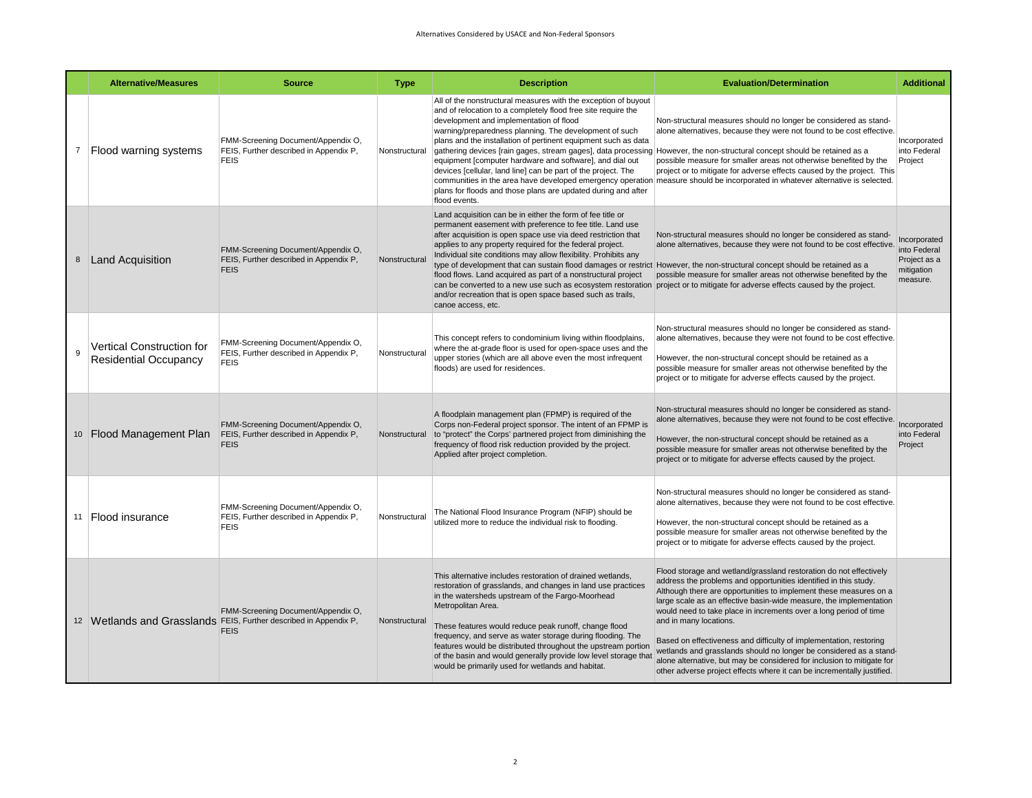Alternatives Considered by USACE and Non-Federal Sponsors

| | Alternative/Measures | Source | Type | Description | Evaluation/Determination | Additional |
|---|---|---|---|---|---|---|
| 7 | Flood warning systems | FMM-Screening Document/Appendix O, FEIS, Further described in Appendix P, FEIS | Nonstructural | All of the nonstructural measures with the exception of buyout and of relocation to a completely flood free site require the development and implementation of flood warning/preparedness planning. The development of such plans and the installation of pertinent equipment such as data gathering devices [rain gages, stream gages], data processing equipment [computer hardware and software], and dial out devices [cellular, land line] can be part of the project. The communities in the area have developed emergency operation plans for floods and those plans are updated during and after flood events. | Non-structural measures should no longer be considered as stand-alone alternatives, because they were not found to be cost effective. However, the non-structural concept should be retained as a possible measure for smaller areas not otherwise benefited by the project or to mitigate for adverse effects caused by the project. This measure should be incorporated in whatever alternative is selected. | Incorporated into Federal Project |
| 8 | Land Acquisition | FMM-Screening Document/Appendix O, FEIS, Further described in Appendix P, FEIS | Nonstructural | Land acquisition can be in either the form of fee title or permanent easement with preference to fee title. Land use after acquisition is open space use via deed restriction that applies to any property required for the federal project. Individual site conditions may allow flexibility. Prohibits any type of development that can sustain flood damages or restrict flood flows. Land acquired as part of a nonstructural project can be converted to a new use such as ecosystem restoration and/or recreation that is open space based such as trails, canoe access, etc. | Non-structural measures should no longer be considered as stand-alone alternatives, because they were not found to be cost effective. However, the non-structural concept should be retained as a possible measure for smaller areas not otherwise benefited by the project or to mitigate for adverse effects caused by the project. | Incorporated into Federal Project as a mitigation measure. |
| 9 | Vertical Construction for Residential Occupancy | FMM-Screening Document/Appendix O, FEIS, Further described in Appendix P, FEIS | Nonstructural | This concept refers to condominium living within floodplains, where the at-grade floor is used for open-space uses and the upper stories (which are all above even the most infrequent floods) are used for residences. | Non-structural measures should no longer be considered as stand-alone alternatives, because they were not found to be cost effective. However, the non-structural concept should be retained as a possible measure for smaller areas not otherwise benefited by the project or to mitigate for adverse effects caused by the project. | |
| 10 | Flood Management Plan | FMM-Screening Document/Appendix O, FEIS, Further described in Appendix P, FEIS | Nonstructural | A floodplain management plan (FPMP) is required of the Corps non-Federal project sponsor. The intent of an FPMP is to "protect" the Corps' partnered project from diminishing the frequency of flood risk reduction provided by the project. Applied after project completion. | Non-structural measures should no longer be considered as stand-alone alternatives, because they were not found to be cost effective. However, the non-structural concept should be retained as a possible measure for smaller areas not otherwise benefited by the project or to mitigate for adverse effects caused by the project. | Incorporated into Federal Project |
| 11 | Flood insurance | FMM-Screening Document/Appendix O, FEIS, Further described in Appendix P, FEIS | Nonstructural | The National Flood Insurance Program (NFIP) should be utilized more to reduce the individual risk to flooding. | Non-structural measures should no longer be considered as stand-alone alternatives, because they were not found to be cost effective. However, the non-structural concept should be retained as a possible measure for smaller areas not otherwise benefited by the project or to mitigate for adverse effects caused by the project. | |
| 12 | Wetlands and Grasslands | FMM-Screening Document/Appendix O, FEIS, Further described in Appendix P, FEIS | Nonstructural | This alternative includes restoration of drained wetlands, restoration of grasslands, and changes in land use practices in the watersheds upstream of the Fargo-Moorhead Metropolitan Area. These features would reduce peak runoff, change flood frequency, and serve as water storage during flooding. The features would be distributed throughout the upstream portion of the basin and would generally provide low level storage that would be primarily used for wetlands and habitat. | Flood storage and wetland/grassland restoration do not effectively address the problems and opportunities identified in this study. Although there are opportunities to implement these measures on a large scale as an effective basin-wide measure, the implementation would need to take place in increments over a long period of time and in many locations. Based on effectiveness and difficulty of implementation, restoring wetlands and grasslands should no longer be considered as a stand-alone alternative, but may be considered for inclusion to mitigate for other adverse project effects where it can be incrementally justified. | |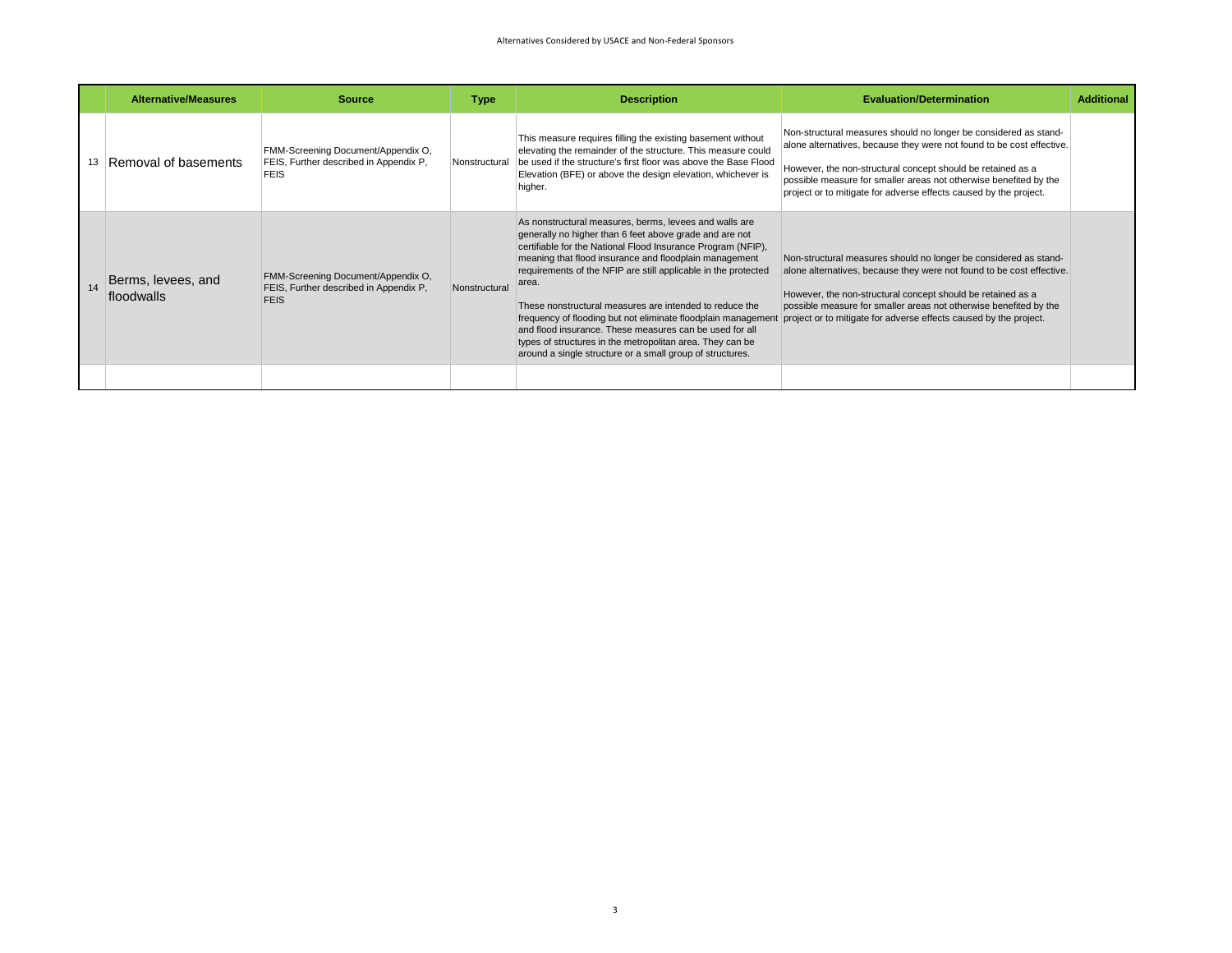| | Alternative/Measures | Source | Type | Description | Evaluation/Determination | Additional |
|---|---|---|---|---|---|---|
| 13 | Removal of basements | FMM-Screening Document/Appendix O, FEIS, Further described in Appendix P, FEIS | Nonstructural | This measure requires filling the existing basement without elevating the remainder of the structure. This measure could be used if the structure's first floor was above the Base Flood Elevation (BFE) or above the design elevation, whichever is higher. | Non-structural measures should no longer be considered as stand-alone alternatives, because they were not found to be cost effective.<br><br>However, the non-structural concept should be retained as a possible measure for smaller areas not otherwise benefited by the project or to mitigate for adverse effects caused by the project. | |
| 14 | Berms, levees, and floodwalls | FMM-Screening Document/Appendix O, FEIS, Further described in Appendix P, FEIS | Nonstructural | As nonstructural measures, berms, levees and walls are generally no higher than 6 feet above grade and are not certifiable for the National Flood Insurance Program (NFIP), meaning that flood insurance and floodplain management requirements of the NFIP are still applicable in the protected area.<br><br>These nonstructural measures are intended to reduce the frequency of flooding but not eliminate floodplain management and flood insurance. These measures can be used for all types of structures in the metropolitan area. They can be around a single structure or a small group of structures. | Non-structural measures should no longer be considered as stand-alone alternatives, because they were not found to be cost effective.<br><br>However, the non-structural concept should be retained as a possible measure for smaller areas not otherwise benefited by the project or to mitigate for adverse effects caused by the project. | |
| | | | | | | |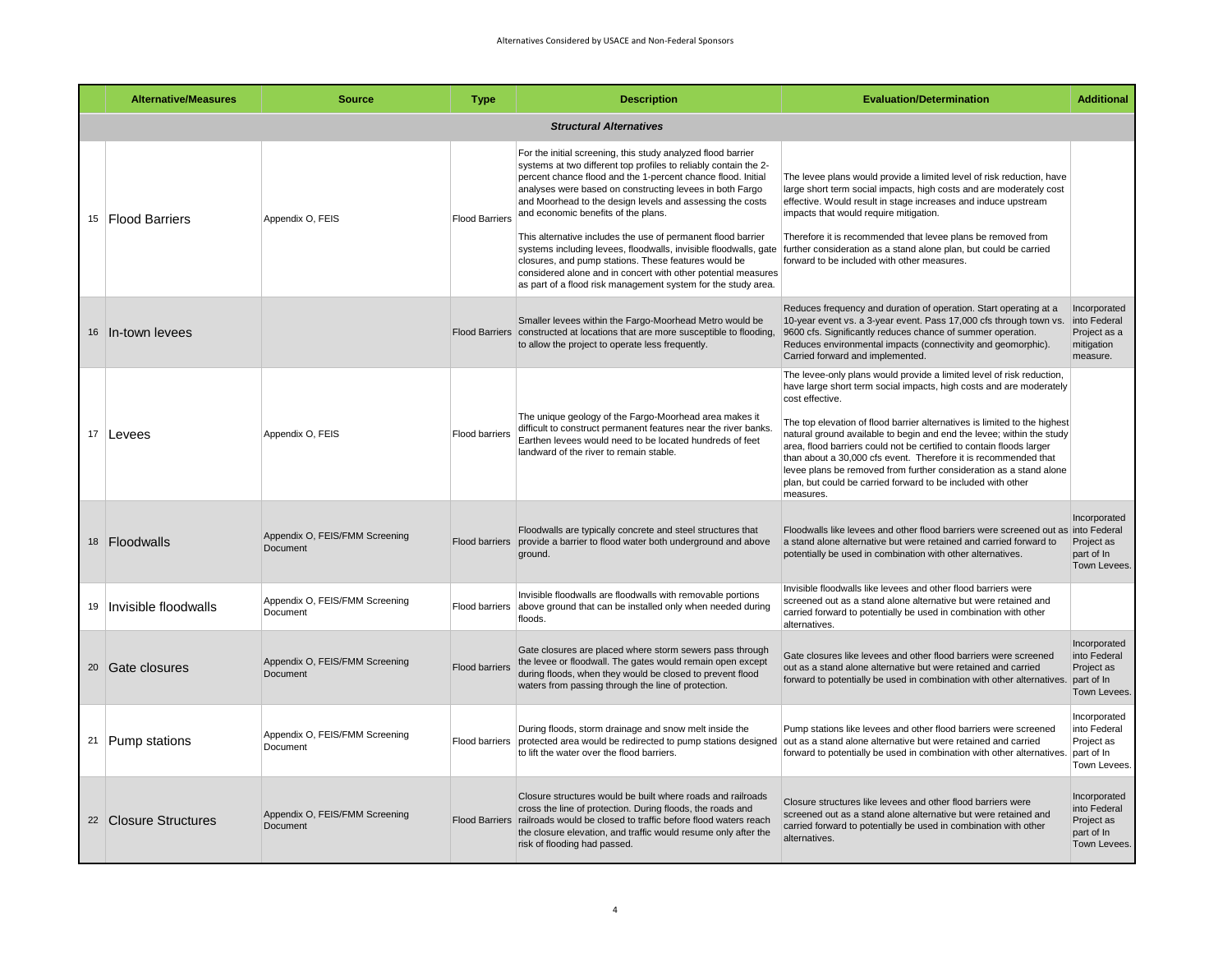Alternatives Considered by USACE and Non-Federal Sponsors

| | Alternative/Measures | Source | Type | Description | Evaluation/Determination | Additional |
|---|---|---|---|---|---|---|
| | ***Structural Alternatives*** | | | | | |
| 15 | Flood Barriers | Appendix O, FEIS | Flood Barriers | For the initial screening, this study analyzed flood barrier systems at two different top profiles to reliably contain the 2-percent chance flood and the 1-percent chance flood. Initial analyses were based on constructing levees in both Fargo and Moorhead to the design levels and assessing the costs and economic benefits of the plans.<br><br>This alternative includes the use of permanent flood barrier systems including levees, floodwalls, invisible floodwalls, gate closures, and pump stations. These features would be considered alone and in concert with other potential measures as part of a flood risk management system for the study area. | The levee plans would provide a limited level of risk reduction, have large short term social impacts, high costs and are moderately cost effective. Would result in stage increases and induce upstream impacts that would require mitigation.<br><br>Therefore it is recommended that levee plans be removed from further consideration as a stand alone plan, but could be carried forward to be included with other measures. | |
| 16 | In-town levees | | Flood Barriers | Smaller levees within the Fargo-Moorhead Metro would be constructed at locations that are more susceptible to flooding, to allow the project to operate less frequently. | Reduces frequency and duration of operation. Start operating at a 10-year event vs. a 3-year event. Pass 17,000 cfs through town vs. 9600 cfs. Significantly reduces chance of summer operation. Reduces environmental impacts (connectivity and geomorphic). Carried forward and implemented. | Incorporated into Federal Project as a mitigation measure. |
| 17 | Levees | Appendix O, FEIS | Flood barriers | The unique geology of the Fargo-Moorhead area makes it difficult to construct permanent features near the river banks. Earthen levees would need to be located hundreds of feet landward of the river to remain stable. | The levee-only plans would provide a limited level of risk reduction, have large short term social impacts, high costs and are moderately cost effective.<br><br>The top elevation of flood barrier alternatives is limited to the highest natural ground available to begin and end the levee; within the study area, flood barriers could not be certified to contain floods larger than about a 30,000 cfs event. Therefore it is recommended that levee plans be removed from further consideration as a stand alone plan, but could be carried forward to be included with other measures. | |
| 18 | Floodwalls | Appendix O, FEIS/FMM Screening Document | Flood barriers | Floodwalls are typically concrete and steel structures that provide a barrier to flood water both underground and above ground. | Floodwalls like levees and other flood barriers were screened out as a stand alone alternative but were retained and carried forward to potentially be used in combination with other alternatives. | Incorporated into Federal Project as part of In Town Levees. |
| 19 | Invisible floodwalls | Appendix O, FEIS/FMM Screening Document | Flood barriers | Invisible floodwalls are floodwalls with removable portions above ground that can be installed only when needed during floods. | Invisible floodwalls like levees and other flood barriers were screened out as a stand alone alternative but were retained and carried forward to potentially be used in combination with other alternatives. | |
| 20 | Gate closures | Appendix O, FEIS/FMM Screening Document | Flood barriers | Gate closures are placed where storm sewers pass through the levee or floodwall. The gates would remain open except during floods, when they would be closed to prevent flood waters from passing through the line of protection. | Gate closures like levees and other flood barriers were screened out as a stand alone alternative but were retained and carried forward to potentially be used in combination with other alternatives. | Incorporated into Federal Project as part of In Town Levees. |
| 21 | Pump stations | Appendix O, FEIS/FMM Screening Document | Flood barriers | During floods, storm drainage and snow melt inside the protected area would be redirected to pump stations designed to lift the water over the flood barriers. | Pump stations like levees and other flood barriers were screened out as a stand alone alternative but were retained and carried forward to potentially be used in combination with other alternatives. | Incorporated into Federal Project as part of In Town Levees. |
| 22 | Closure Structures | Appendix O, FEIS/FMM Screening Document | Flood Barriers | Closure structures would be built where roads and railroads cross the line of protection. During floods, the roads and railroads would be closed to traffic before flood waters reach the closure elevation, and traffic would resume only after the risk of flooding had passed. | Closure structures like levees and other flood barriers were screened out as a stand alone alternative but were retained and carried forward to potentially be used in combination with other alternatives. | Incorporated into Federal Project as part of In Town Levees. |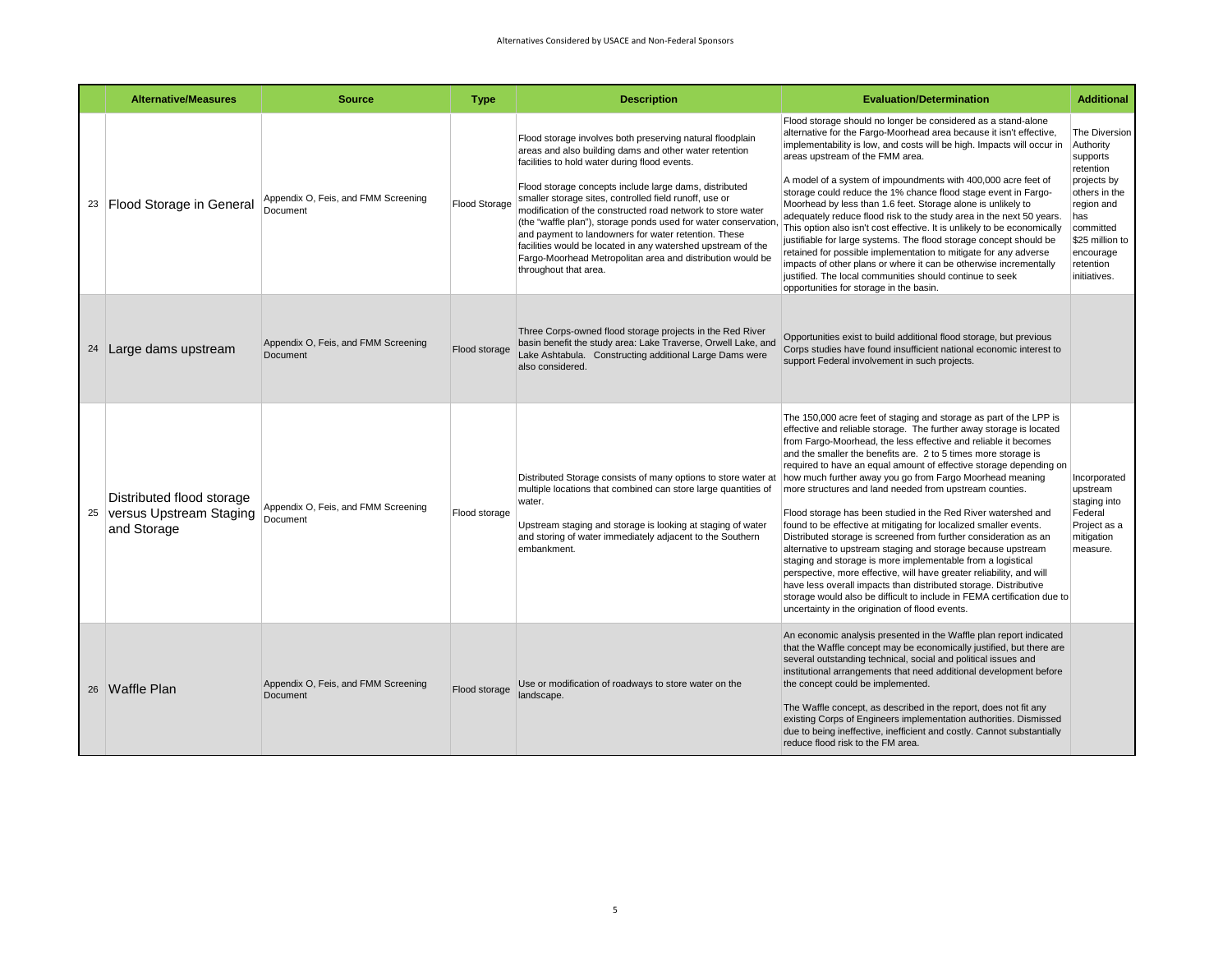Alternatives Considered by USACE and Non-Federal Sponsors

| | Alternative/Measures | Source | Type | Description | Evaluation/Determination | Additional |
|---|---|---|---|---|---|---|
| 23 | Flood Storage in General | Appendix O, Feis, and FMM Screening Document | Flood Storage | Flood storage involves both preserving natural floodplain areas and also building dams and other water retention facilities to hold water during flood events.<br><br>Flood storage concepts include large dams, distributed smaller storage sites, controlled field runoff, use or modification of the constructed road network to store water (the "waffle plan"), storage ponds used for water conservation, and payment to landowners for water retention. These facilities would be located in any watershed upstream of the Fargo-Moorhead Metropolitan area and distribution would be throughout that area. | Flood storage should no longer be considered as a stand-alone alternative for the Fargo-Moorhead area because it isn't effective, implementability is low, and costs will be high. Impacts will occur in areas upstream of the FMM area.<br><br>A model of a system of impoundments with 400,000 acre feet of storage could reduce the 1% chance flood stage event in Fargo-Moorhead by less than 1.6 feet. Storage alone is unlikely to adequately reduce flood risk to the study area in the next 50 years. This option also isn't cost effective. It is unlikely to be economically justifiable for large systems. The flood storage concept should be retained for possible implementation to mitigate for any adverse impacts of other plans or where it can be otherwise incrementally justified. The local communities should continue to seek opportunities for storage in the basin. | The Diversion Authority supports retention projects by others in the region and has committed $25 million to encourage retention initiatives. |
| 24 | Large dams upstream | Appendix O, Feis, and FMM Screening Document | Flood storage | Three Corps-owned flood storage projects in the Red River basin benefit the study area: Lake Traverse, Orwell Lake, and Lake Ashtabula. Constructing additional Large Dams were also considered. | Opportunities exist to build additional flood storage, but previous Corps studies have found insufficient national economic interest to support Federal involvement in such projects. | |
| 25 | Distributed flood storage versus Upstream Staging and Storage | Appendix O, Feis, and FMM Screening Document | Flood storage | Distributed Storage consists of many options to store water at multiple locations that combined can store large quantities of water.<br><br>Upstream staging and storage is looking at staging of water and storing of water immediately adjacent to the Southern embankment. | The 150,000 acre feet of staging and storage as part of the LPP is effective and reliable storage. The further away storage is located from Fargo-Moorhead, the less effective and reliable it becomes and the smaller the benefits are. 2 to 5 times more storage is required to have an equal amount of effective storage depending on how much further away you go from Fargo Moorhead meaning more structures and land needed from upstream counties.<br><br>Flood storage has been studied in the Red River watershed and found to be effective at mitigating for localized smaller events. Distributed storage is screened from further consideration as an alternative to upstream staging and storage because upstream staging and storage is more implementable from a logistical perspective, more effective, will have greater reliability, and will have less overall impacts than distributed storage. Distributive storage would also be difficult to include in FEMA certification due to uncertainty in the origination of flood events. | Incorporated upstream staging into Federal Project as a mitigation measure. |
| 26 | Waffle Plan | Appendix O, Feis, and FMM Screening Document | Flood storage | Use or modification of roadways to store water on the landscape. | An economic analysis presented in the Waffle plan report indicated that the Waffle concept may be economically justified, but there are several outstanding technical, social and political issues and institutional arrangements that need additional development before the concept could be implemented.<br><br>The Waffle concept, as described in the report, does not fit any existing Corps of Engineers implementation authorities. Dismissed due to being ineffective, inefficient and costly. Cannot substantially reduce flood risk to the FM area. | |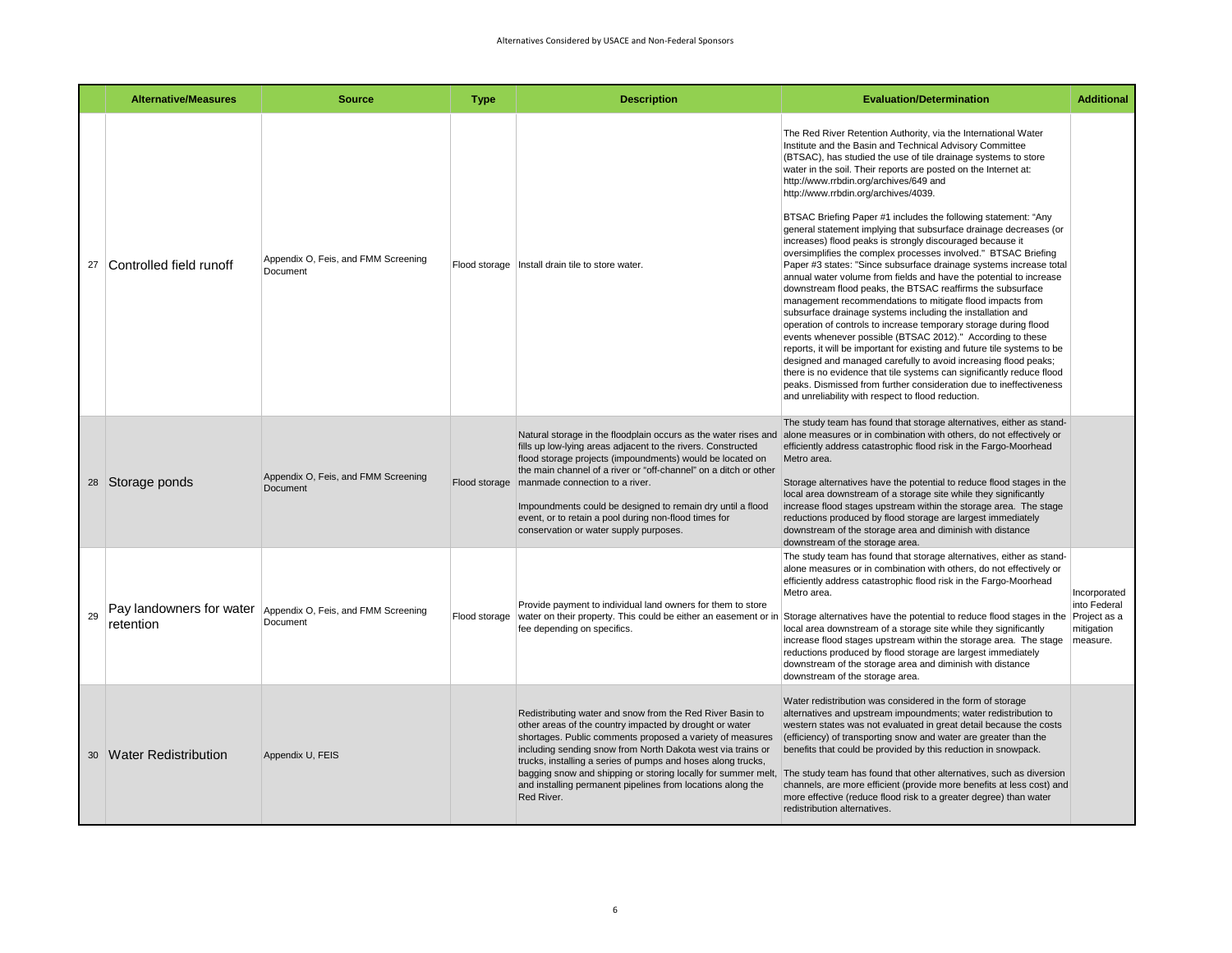Alternatives Considered by USACE and Non-Federal Sponsors

| | Alternative/Measures | Source | Type | Description | Evaluation/Determination | Additional |
|---|---|---|---|---|---|---|
| 27 | Controlled field runoff | Appendix O, Feis, and FMM Screening Document | Flood storage | Install drain tile to store water. | The Red River Retention Authority, via the International Water Institute and the Basin and Technical Advisory Committee (BTSAC), has studied the use of tile drainage systems to store water in the soil. Their reports are posted on the Internet at: http://www.rrbdin.org/archives/649 and http://www.rrbdin.org/archives/4039.<br><br>BTSAC Briefing Paper #1 includes the following statement: "Any general statement implying that subsurface drainage decreases (or increases) flood peaks is strongly discouraged because it oversimplifies the complex processes involved." BTSAC Briefing Paper #3 states: "Since subsurface drainage systems increase total annual water volume from fields and have the potential to increase downstream flood peaks, the BTSAC reaffirms the subsurface management recommendations to mitigate flood impacts from subsurface drainage systems including the installation and operation of controls to increase temporary storage during flood events whenever possible (BTSAC 2012)." According to these reports, it will be important for existing and future tile systems to be designed and managed carefully to avoid increasing flood peaks; there is no evidence that tile systems can significantly reduce flood peaks. Dismissed from further consideration due to ineffectiveness and unreliability with respect to flood reduction. | |
| 28 | Storage ponds | Appendix O, Feis, and FMM Screening Document | Flood storage | Natural storage in the floodplain occurs as the water rises and fills up low-lying areas adjacent to the rivers. Constructed flood storage projects (impoundments) would be located on the main channel of a river or "off-channel" on a ditch or other manmade connection to a river.<br><br>Impoundments could be designed to remain dry until a flood event, or to retain a pool during non-flood times for conservation or water supply purposes. | The study team has found that storage alternatives, either as stand-alone measures or in combination with others, do not effectively or efficiently address catastrophic flood risk in the Fargo-Moorhead Metro area.<br><br>Storage alternatives have the potential to reduce flood stages in the local area downstream of a storage site while they significantly increase flood stages upstream within the storage area. The stage reductions produced by flood storage are largest immediately downstream of the storage area and diminish with distance downstream of the storage area. | |
| 29 | Pay landowners for water retention | Appendix O, Feis, and FMM Screening Document | Flood storage | Provide payment to individual land owners for them to store water on their property. This could be either an easement or in fee depending on specifics. | The study team has found that storage alternatives, either as stand-alone measures or in combination with others, do not effectively or efficiently address catastrophic flood risk in the Fargo-Moorhead Metro area.<br><br>Storage alternatives have the potential to reduce flood stages in the local area downstream of a storage site while they significantly increase flood stages upstream within the storage area. The stage reductions produced by flood storage are largest immediately downstream of the storage area and diminish with distance downstream of the storage area. | Incorporated into Federal Project as a mitigation measure. |
| 30 | Water Redistribution | Appendix U, FEIS | | Redistributing water and snow from the Red River Basin to other areas of the country impacted by drought or water shortages. Public comments proposed a variety of measures including sending snow from North Dakota west via trains or trucks, installing a series of pumps and hoses along trucks, bagging snow and shipping or storing locally for summer melt, and installing permanent pipelines from locations along the Red River. | Water redistribution was considered in the form of storage alternatives and upstream impoundments; water redistribution to western states was not evaluated in great detail because the costs (efficiency) of transporting snow and water are greater than the benefits that could be provided by this reduction in snowpack.<br><br>The study team has found that other alternatives, such as diversion channels, are more efficient (provide more benefits at less cost) and more effective (reduce flood risk to a greater degree) than water redistribution alternatives. | |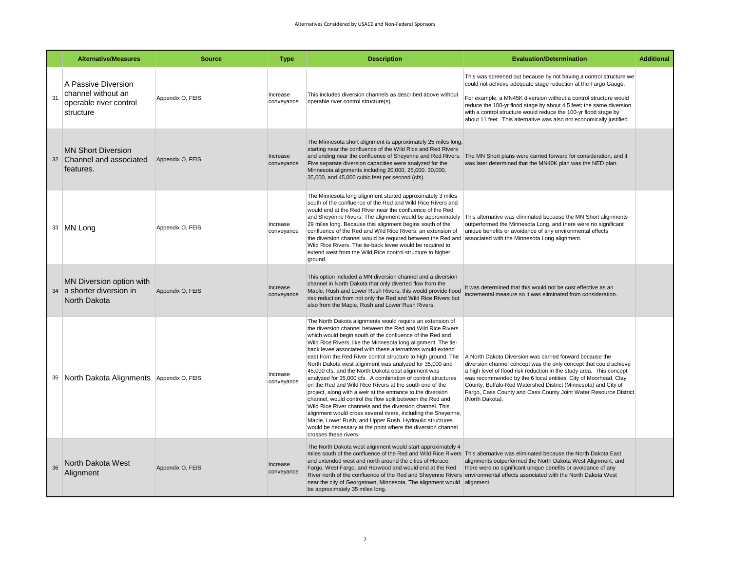| | Alternative/Measures | Source | Type | Description | Evaluation/Determination | Additional |
|---|---|---|---|---|---|---|
| 31 | A Passive Diversion channel without an operable river control structure | Appendix O, FEIS | Increase conveyance | This includes diversion channels as described above without operable river control structure(s). | This was screened out because by not having a control structure we could not achieve adequate stage reduction at the Fargo Gauge.<br><br>For example, a MN45K diversion without a control structure would reduce the 100-yr flood stage by about 4.5 feet; the same diversion with a control structure would reduce the 100-yr flood stage by about 11 feet. This alternative was also not economically justified. | |
| 32 | MN Short Diversion Channel and associated features. | Appendix O, FEIS | Increase conveyance | The Minnesota short alignment is approximately 25 miles long, starting near the confluence of the Wild Rice and Red Rivers and ending near the confluence of Sheyenne and Red Rivers. Five separate diversion capacities were analyzed for the Minnesota alignments including 20,000, 25,000, 30,000, 35,000, and 45,000 cubic feet per second (cfs). | The MN Short plans were carried forward for consideration, and it was later determined that the MN40K plan was the NED plan. | |
| 33 | MN Long | Appendix O, FEIS | Increase conveyance | The Minnesota long alignment started approximately 3 miles south of the confluence of the Red and Wild Rice Rivers and would end at the Red River near the confluence of the Red and Sheyenne Rivers. The alignment would be approximately 29 miles long. Because this alignment begins south of the confluence of the Red and Wild Rice Rivers, an extension of the diversion channel would be required between the Red and Wild Rice Rivers. The tie-back levee would be required to extend west from the Wild Rice control structure to higher ground. | This alternative was eliminated because the MN Short alignments outperformed the Minnesota Long, and there were no significant unique benefits or avoidance of any environmental effects associated with the Minnesota Long alignment. | |
| 34 | MN Diversion option with a shorter diversion in North Dakota | Appendix O, FEIS | Increase conveyance | This option included a MN diversion channel and a diversion channel in North Dakota that only diverted flow from the Maple, Rush and Lower Rush Rivers, this would provide flood risk reduction from not only the Red and Wild Rice Rivers but also from the Maple, Rush and Lower Rush Rivers. | It was determined that this would not be cost effective as an incremental measure so it was eliminated from consideration. | |
| 35 | North Dakota Alignments | Appendix O, FEIS | Increase conveyance | The North Dakota alignments would require an extension of the diversion channel between the Red and Wild Rice Rivers which would begin south of the confluence of the Red and Wild Rice Rivers, like the Minnesota long alignment. The tie-back levee associated with these alternatives would extend east from the Red River control structure to high ground. The North Dakota west alignment was analyzed for 35,000 and 45,000 cfs, and the North Dakota east alignment was analyzed for 35,000 cfs. A combination of control structures on the Red and Wild Rice Rivers at the south end of the project, along with a weir at the entrance to the diversion channel, would control the flow split between the Red and Wild Rice River channels and the diversion channel. This alignment would cross several rivers, including the Sheyenne, Maple, Lower Rush, and Upper Rush. Hydraulic structures would be necessary at the point where the diversion channel crosses these rivers. | A North Dakota Diversion was carried forward because the diversion channel concept was the only concept that could achieve a high level of flood risk reduction in the study area. This concept was recommended by the 6 local entities: City of Moorhead, Clay County, Buffalo-Red Watershed District (Minnesota) and City of Fargo, Cass County and Cass County Joint Water Resource District (North Dakota). | |
| 36 | North Dakota West Alignment | Appendix O, FEIS | Increase conveyance | The North Dakota west alignment would start approximately 4 miles south of the confluence of the Red and Wild Rice Rivers and extended west and north around the cities of Horace, Fargo, West Fargo, and Harwood and would end at the Red River north of the confluence of the Red and Sheyenne Rivers near the city of Georgetown, Minnesota. The alignment would be approximately 35 miles long. | This alternative was eliminated because the North Dakota East alignments outperformed the North Dakota West Alignment, and there were no significant unique benefits or avoidance of any environmental effects associated with the North Dakota West alignment. | |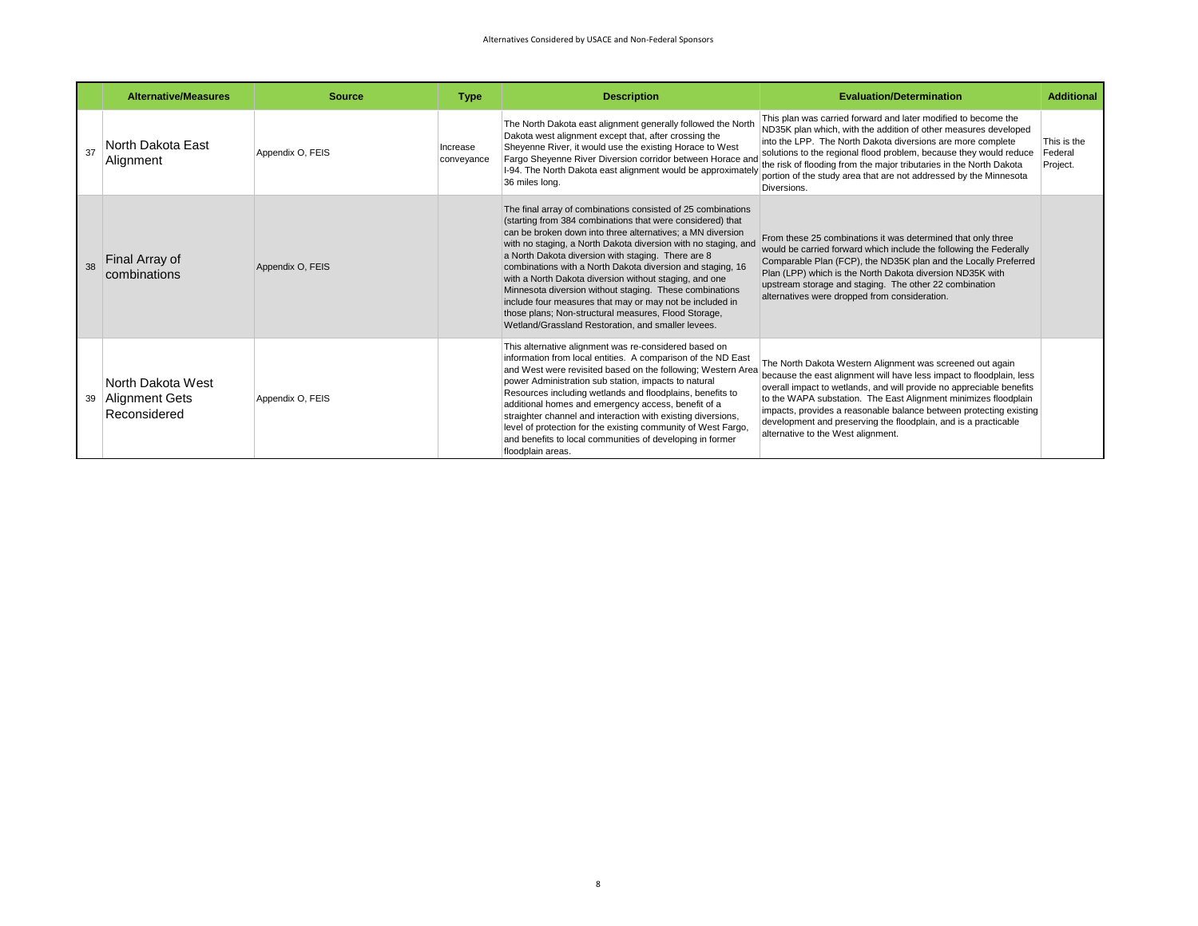|  | Alternative/Measures | Source | Type | Description | Evaluation/Determination | Additional |
|---|---|---|---|---|---|---|
| 37 | North Dakota East Alignment | Appendix O, FEIS | Increase conveyance | The North Dakota east alignment generally followed the North Dakota west alignment except that, after crossing the Sheyenne River, it would use the existing Horace to West Fargo Sheyenne River Diversion corridor between Horace and I-94. The North Dakota east alignment would be approximately 36 miles long. | This plan was carried forward and later modified to become the ND35K plan which, with the addition of other measures developed into the LPP. The North Dakota diversions are more complete solutions to the regional flood problem, because they would reduce the risk of flooding from the major tributaries in the North Dakota portion of the study area that are not addressed by the Minnesota Diversions. | This is the Federal Project. |
| 38 | Final Array of combinations | Appendix O, FEIS |  | The final array of combinations consisted of 25 combinations (starting from 384 combinations that were considered) that can be broken down into three alternatives; a MN diversion with no staging, a North Dakota diversion with no staging, and a North Dakota diversion with staging. There are 8 combinations with a North Dakota diversion and staging, 16 with a North Dakota diversion without staging, and one Minnesota diversion without staging. These combinations include four measures that may or may not be included in those plans; Non-structural measures, Flood Storage, Wetland/Grassland Restoration, and smaller levees. | From these 25 combinations it was determined that only three would be carried forward which include the following the Federally Comparable Plan (FCP), the ND35K plan and the Locally Preferred Plan (LPP) which is the North Dakota diversion ND35K with upstream storage and staging. The other 22 combination alternatives were dropped from consideration. |  |
| 39 | North Dakota West Alignment Gets Reconsidered | Appendix O, FEIS |  | This alternative alignment was re-considered based on information from local entities. A comparison of the ND East and West were revisited based on the following; Western Area power Administration sub station, impacts to natural Resources including wetlands and floodplains, benefits to additional homes and emergency access, benefit of a straighter channel and interaction with existing diversions, level of protection for the existing community of West Fargo, and benefits to local communities of developing in former floodplain areas. | The North Dakota Western Alignment was screened out again because the east alignment will have less impact to floodplain, less overall impact to wetlands, and will provide no appreciable benefits to the WAPA substation. The East Alignment minimizes floodplain impacts, provides a reasonable balance between protecting existing development and preserving the floodplain, and is a practicable alternative to the West alignment. |  |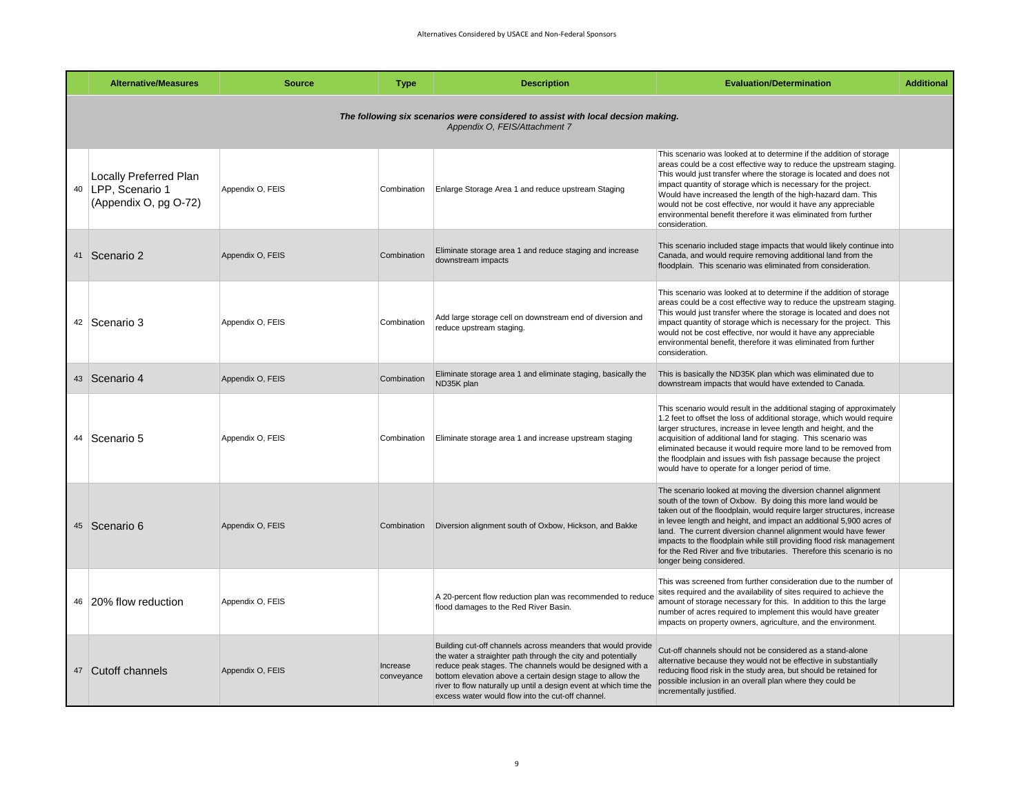Alternatives Considered by USACE and Non-Federal Sponsors

| | Alternative/Measures | Source | Type | Description | Evaluation/Determination | Additional |
|---|---|---|---|---|---|---|
| | ***The following six scenarios were considered to assist with local decsion making.*** *Appendix O, FEIS/Attachment 7* | | | | | |
| 40 | Locally Preferred Plan LPP, Scenario 1 (Appendix O, pg O-72) | Appendix O, FEIS | Combination | Enlarge Storage Area 1 and reduce upstream Staging | This scenario was looked at to determine if the addition of storage areas could be a cost effective way to reduce the upstream staging. This would just transfer where the storage is located and does not impact quantity of storage which is necessary for the project. Would have increased the length of the high-hazard dam. This would not be cost effective, nor would it have any appreciable environmental benefit therefore it was eliminated from further consideration. | |
| 41 | Scenario 2 | Appendix O, FEIS | Combination | Eliminate storage area 1 and reduce staging and increase downstream impacts | This scenario included stage impacts that would likely continue into Canada, and would require removing additional land from the floodplain. This scenario was eliminated from consideration. | |
| 42 | Scenario 3 | Appendix O, FEIS | Combination | Add large storage cell on downstream end of diversion and reduce upstream staging. | This scenario was looked at to determine if the addition of storage areas could be a cost effective way to reduce the upstream staging. This would just transfer where the storage is located and does not impact quantity of storage which is necessary for the project. This would not be cost effective, nor would it have any appreciable environmental benefit, therefore it was eliminated from further consideration. | |
| 43 | Scenario 4 | Appendix O, FEIS | Combination | Eliminate storage area 1 and eliminate staging, basically the ND35K plan | This is basically the ND35K plan which was eliminated due to downstream impacts that would have extended to Canada. | |
| 44 | Scenario 5 | Appendix O, FEIS | Combination | Eliminate storage area 1 and increase upstream staging | This scenario would result in the additional staging of approximately 1.2 feet to offset the loss of additional storage, which would require larger structures, increase in levee length and height, and the acquisition of additional land for staging. This scenario was eliminated because it would require more land to be removed from the floodplain and issues with fish passage because the project would have to operate for a longer period of time. | |
| 45 | Scenario 6 | Appendix O, FEIS | Combination | Diversion alignment south of Oxbow, Hickson, and Bakke | The scenario looked at moving the diversion channel alignment south of the town of Oxbow. By doing this more land would be taken out of the floodplain, would require larger structures, increase in levee length and height, and impact an additional 5,900 acres of land. The current diversion channel alignment would have fewer impacts to the floodplain while still providing flood risk management for the Red River and five tributaries. Therefore this scenario is no longer being considered. | |
| 46 | 20% flow reduction | Appendix O, FEIS | | A 20-percent flow reduction plan was recommended to reduce flood damages to the Red River Basin. | This was screened from further consideration due to the number of sites required and the availability of sites required to achieve the amount of storage necessary for this. In addition to this the large number of acres required to implement this would have greater impacts on property owners, agriculture, and the environment. | |
| 47 | Cutoff channels | Appendix O, FEIS | Increase conveyance | Building cut-off channels across meanders that would provide the water a straighter path through the city and potentially reduce peak stages. The channels would be designed with a bottom elevation above a certain design stage to allow the river to flow naturally up until a design event at which time the excess water would flow into the cut-off channel. | Cut-off channels should not be considered as a stand-alone alternative because they would not be effective in substantially reducing flood risk in the study area, but should be retained for possible inclusion in an overall plan where they could be incrementally justified. | |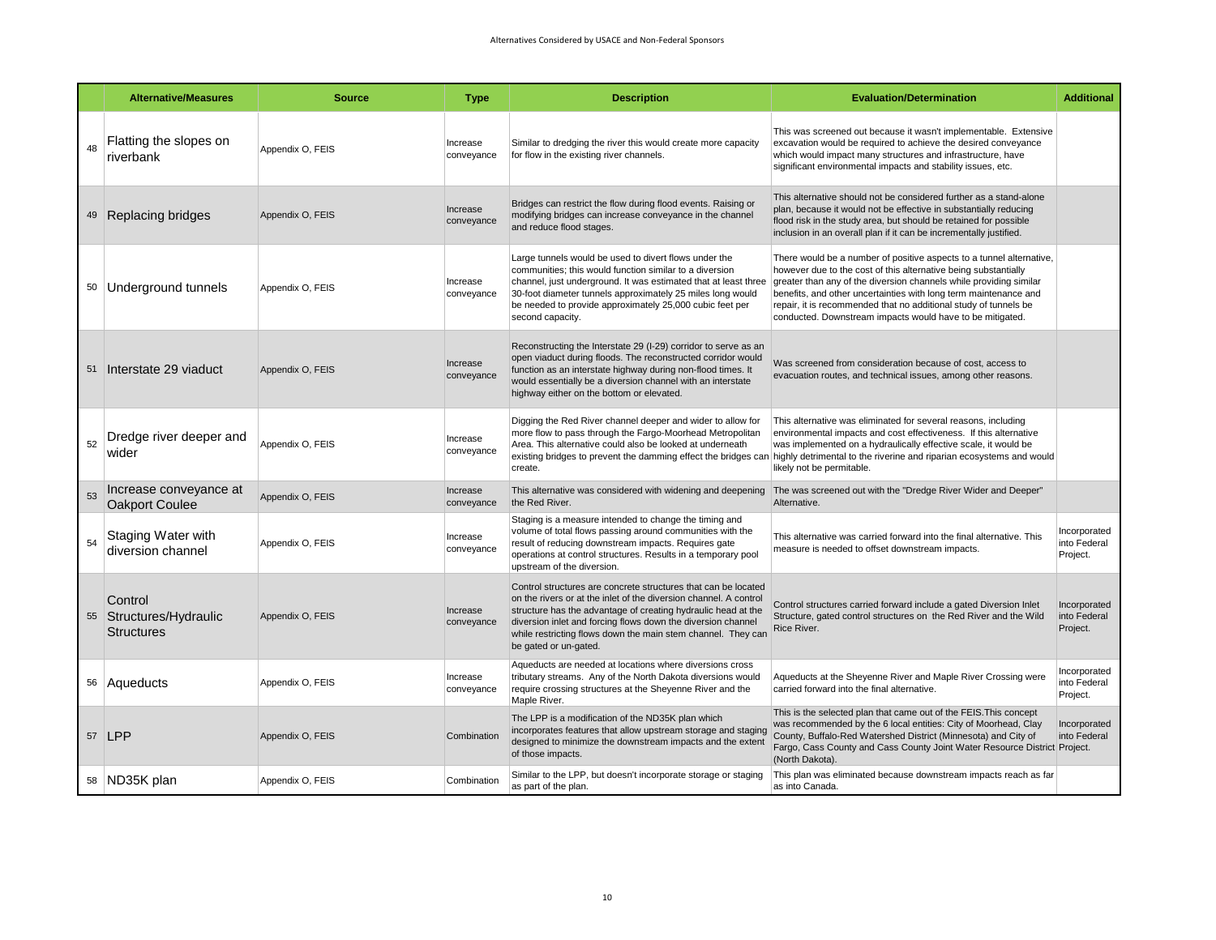Alternatives Considered by USACE and Non-Federal Sponsors

| | Alternative/Measures | Source | Type | Description | Evaluation/Determination | Additional |
|---|---|---|---|---|---|---|
| 48 | Flatting the slopes on riverbank | Appendix O, FEIS | Increase conveyance | Similar to dredging the river this would create more capacity for flow in the existing river channels. | This was screened out because it wasn't implementable. Extensive excavation would be required to achieve the desired conveyance which would impact many structures and infrastructure, have significant environmental impacts and stability issues, etc. | |
| 49 | Replacing bridges | Appendix O, FEIS | Increase conveyance | Bridges can restrict the flow during flood events. Raising or modifying bridges can increase conveyance in the channel and reduce flood stages. | This alternative should not be considered further as a stand-alone plan, because it would not be effective in substantially reducing flood risk in the study area, but should be retained for possible inclusion in an overall plan if it can be incrementally justified. | |
| 50 | Underground tunnels | Appendix O, FEIS | Increase conveyance | Large tunnels would be used to divert flows under the communities; this would function similar to a diversion channel, just underground. It was estimated that at least three 30-foot diameter tunnels approximately 25 miles long would be needed to provide approximately 25,000 cubic feet per second capacity. | There would be a number of positive aspects to a tunnel alternative, however due to the cost of this alternative being substantially greater than any of the diversion channels while providing similar benefits, and other uncertainties with long term maintenance and repair, it is recommended that no additional study of tunnels be conducted. Downstream impacts would have to be mitigated. | |
| 51 | Interstate 29 viaduct | Appendix O, FEIS | Increase conveyance | Reconstructing the Interstate 29 (I-29) corridor to serve as an open viaduct during floods. The reconstructed corridor would function as an interstate highway during non-flood times. It would essentially be a diversion channel with an interstate highway either on the bottom or elevated. | Was screened from consideration because of cost, access to evacuation routes, and technical issues, among other reasons. | |
| 52 | Dredge river deeper and wider | Appendix O, FEIS | Increase conveyance | Digging the Red River channel deeper and wider to allow for more flow to pass through the Fargo-Moorhead Metropolitan Area. This alternative could also be looked at underneath existing bridges to prevent the damming effect the bridges can create. | This alternative was eliminated for several reasons, including environmental impacts and cost effectiveness. If this alternative was implemented on a hydraulically effective scale, it would be highly detrimental to the riverine and riparian ecosystems and would likely not be permitable. | |
| 53 | Increase conveyance at Oakport Coulee | Appendix O, FEIS | Increase conveyance | This alternative was considered with widening and deepening the Red River. | The was screened out with the "Dredge River Wider and Deeper" Alternative. | |
| 54 | Staging Water with diversion channel | Appendix O, FEIS | Increase conveyance | Staging is a measure intended to change the timing and volume of total flows passing around communities with the result of reducing downstream impacts. Requires gate operations at control structures. Results in a temporary pool upstream of the diversion. | This alternative was carried forward into the final alternative. This measure is needed to offset downstream impacts. | Incorporated into Federal Project. |
| 55 | Control Structures/Hydraulic Structures | Appendix O, FEIS | Increase conveyance | Control structures are concrete structures that can be located on the rivers or at the inlet of the diversion channel. A control structure has the advantage of creating hydraulic head at the diversion inlet and forcing flows down the diversion channel while restricting flows down the main stem channel. They can be gated or un-gated. | Control structures carried forward include a gated Diversion Inlet Structure, gated control structures on the Red River and the Wild Rice River. | Incorporated into Federal Project. |
| 56 | Aqueducts | Appendix O, FEIS | Increase conveyance | Aqueducts are needed at locations where diversions cross tributary streams. Any of the North Dakota diversions would require crossing structures at the Sheyenne River and the Maple River. | Aqueducts at the Sheyenne River and Maple River Crossing were carried forward into the final alternative. | Incorporated into Federal Project. |
| 57 | LPP | Appendix O, FEIS | Combination | The LPP is a modification of the ND35K plan which incorporates features that allow upstream storage and staging designed to minimize the downstream impacts and the extent of those impacts. | This is the selected plan that came out of the FEIS.This concept was recommended by the 6 local entities: City of Moorhead, Clay County, Buffalo-Red Watershed District (Minnesota) and City of Fargo, Cass County and Cass County Joint Water Resource District (North Dakota). | Incorporated into Federal Project. |
| 58 | ND35K plan | Appendix O, FEIS | Combination | Similar to the LPP, but doesn't incorporate storage or staging as part of the plan. | This plan was eliminated because downstream impacts reach as far as into Canada. | |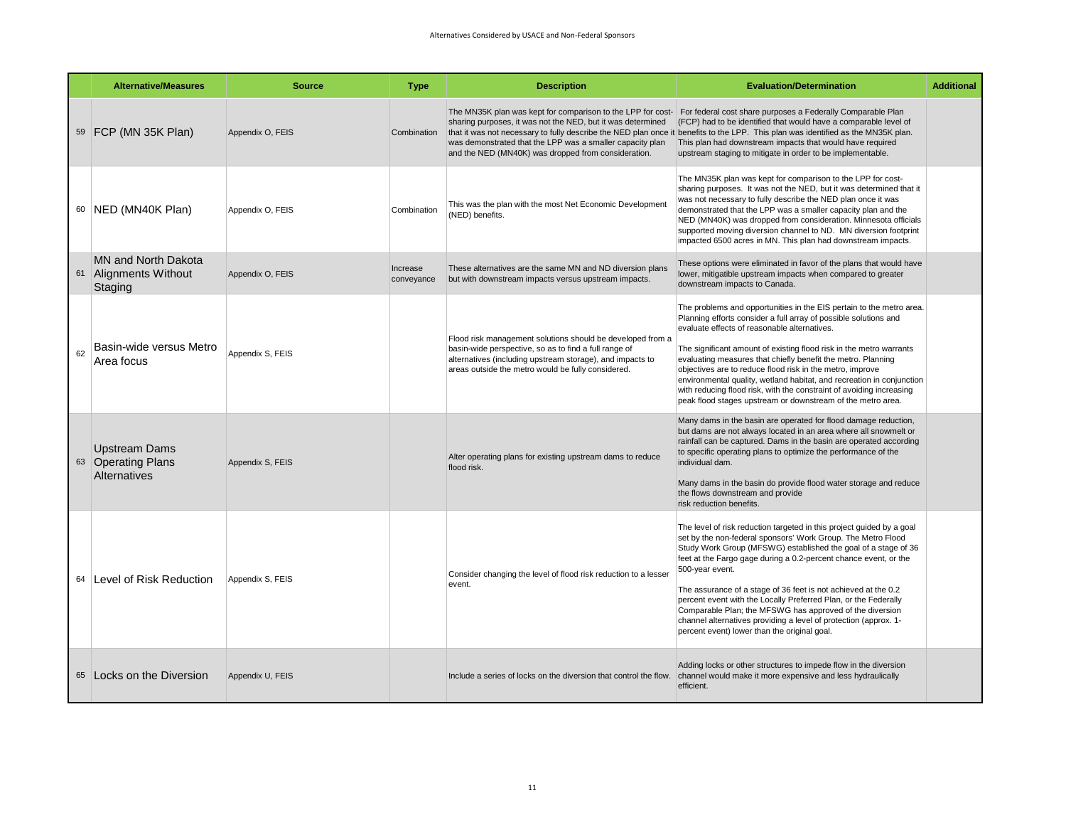| | Alternative/Measures | Source | Type | Description | Evaluation/Determination | Additional |
|---|---|---|---|---|---|---|
| 59 | FCP (MN 35K Plan) | Appendix O, FEIS | Combination | The MN35K plan was kept for comparison to the LPP for cost-sharing purposes, it was not the NED, but it was determined that it was not necessary to fully describe the NED plan once it was demonstrated that the LPP was a smaller capacity plan and the NED (MN40K) was dropped from consideration. | For federal cost share purposes a Federally Comparable Plan (FCP) had to be identified that would have a comparable level of benefits to the LPP. This plan was identified as the MN35K plan. This plan had downstream impacts that would have required upstream staging to mitigate in order to be implementable. | |
| 60 | NED (MN40K Plan) | Appendix O, FEIS | Combination | This was the plan with the most Net Economic Development (NED) benefits. | The MN35K plan was kept for comparison to the LPP for cost-sharing purposes. It was not the NED, but it was determined that it was not necessary to fully describe the NED plan once it was demonstrated that the LPP was a smaller capacity plan and the NED (MN40K) was dropped from consideration. Minnesota officials supported moving diversion channel to ND. MN diversion footprint impacted 6500 acres in MN. This plan had downstream impacts. | |
| 61 | MN and North Dakota Alignments Without Staging | Appendix O, FEIS | Increase conveyance | These alternatives are the same MN and ND diversion plans but with downstream impacts versus upstream impacts. | These options were eliminated in favor of the plans that would have lower, mitigatible upstream impacts when compared to greater downstream impacts to Canada. | |
| 62 | Basin-wide versus Metro Area focus | Appendix S, FEIS | | Flood risk management solutions should be developed from a basin-wide perspective, so as to find a full range of alternatives (including upstream storage), and impacts to areas outside the metro would be fully considered. | The problems and opportunities in the EIS pertain to the metro area. Planning efforts consider a full array of possible solutions and evaluate effects of reasonable alternatives.<br><br>The significant amount of existing flood risk in the metro warrants evaluating measures that chiefly benefit the metro. Planning objectives are to reduce flood risk in the metro, improve environmental quality, wetland habitat, and recreation in conjunction with reducing flood risk, with the constraint of avoiding increasing peak flood stages upstream or downstream of the metro area. | |
| 63 | Upstream Dams Operating Plans Alternatives | Appendix S, FEIS | | Alter operating plans for existing upstream dams to reduce flood risk. | Many dams in the basin are operated for flood damage reduction, but dams are not always located in an area where all snowmelt or rainfall can be captured. Dams in the basin are operated according to specific operating plans to optimize the performance of the individual dam.<br><br>Many dams in the basin do provide flood water storage and reduce the flows downstream and provide risk reduction benefits. | |
| 64 | Level of Risk Reduction | Appendix S, FEIS | | Consider changing the level of flood risk reduction to a lesser event. | The level of risk reduction targeted in this project guided by a goal set by the non-federal sponsors' Work Group. The Metro Flood Study Work Group (MFSWG) established the goal of a stage of 36 feet at the Fargo gage during a 0.2-percent chance event, or the 500-year event.<br><br>The assurance of a stage of 36 feet is not achieved at the 0.2 percent event with the Locally Preferred Plan, or the Federally Comparable Plan; the MFSWG has approved of the diversion channel alternatives providing a level of protection (approx. 1-percent event) lower than the original goal. | |
| 65 | Locks on the Diversion | Appendix U, FEIS | | Include a series of locks on the diversion that control the flow. | Adding locks or other structures to impede flow in the diversion channel would make it more expensive and less hydraulically efficient. | |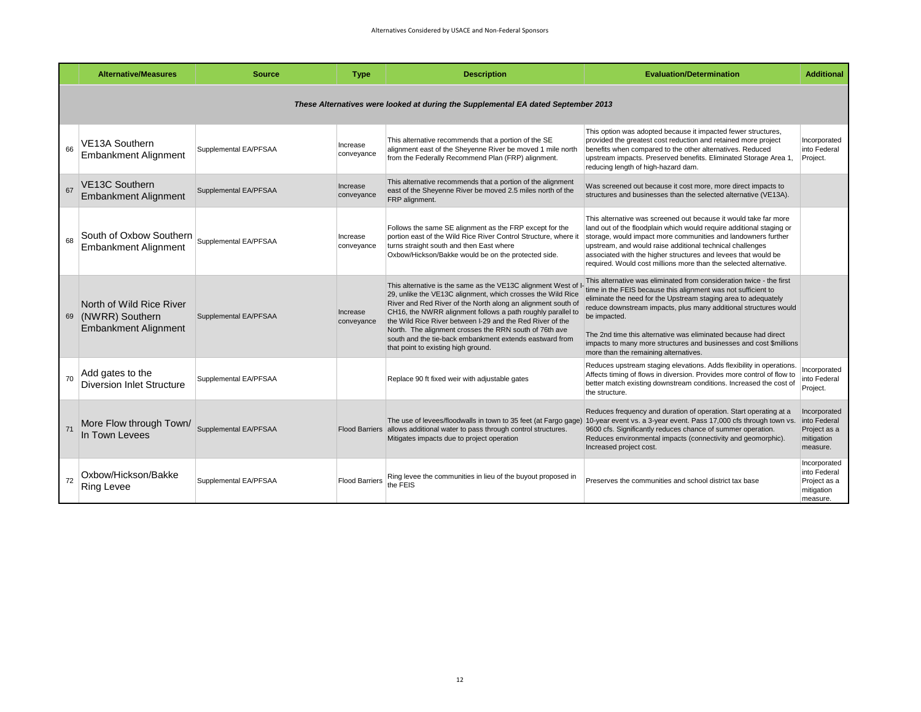Alternatives Considered by USACE and Non-Federal Sponsors

| | Alternative/Measures | Source | Type | Description | Evaluation/Determination | Additional |
|---|---|---|---|---|---|---|
| | *These Alternatives were looked at during the Supplemental EA dated September 2013* | | | | | |
| 66 | VE13A Southern Embankment Alignment | Supplemental EA/PFSAA | Increase conveyance | This alternative recommends that a portion of the SE alignment east of the Sheyenne River be moved 1 mile north from the Federally Recommend Plan (FRP) alignment. | This option was adopted because it impacted fewer structures, provided the greatest cost reduction and retained more project benefits when compared to the other alternatives. Reduced upstream impacts. Preserved benefits. Eliminated Storage Area 1, reducing length of high-hazard dam. | Incorporated into Federal Project. |
| 67 | VE13C Southern Embankment Alignment | Supplemental EA/PFSAA | Increase conveyance | This alternative recommends that a portion of the alignment east of the Sheyenne River be moved 2.5 miles north of the FRP alignment. | Was screened out because it cost more, more direct impacts to structures and businesses than the selected alternative (VE13A). | |
| 68 | South of Oxbow Southern Embankment Alignment | Supplemental EA/PFSAA | Increase conveyance | Follows the same SE alignment as the FRP except for the portion east of the Wild Rice River Control Structure, where it turns straight south and then East where Oxbow/Hickson/Bakke would be on the protected side. | This alternative was screened out because it would take far more land out of the floodplain which would require additional staging or storage, would impact more communities and landowners further upstream, and would raise additional technical challenges associated with the higher structures and levees that would be required. Would cost millions more than the selected alternative. | |
| 69 | North of Wild Rice River (NWRR) Southern Embankment Alignment | Supplemental EA/PFSAA | Increase conveyance | This alternative is the same as the VE13C alignment West of I-29, unlike the VE13C alignment, which crosses the Wild Rice River and Red River of the North along an alignment south of CH16, the NWRR alignment follows a path roughly parallel to the Wild Rice River between I-29 and the Red River of the North. The alignment crosses the RRN south of 76th ave south and the tie-back embankment extends eastward from that point to existing high ground. | This alternative was eliminated from consideration twice - the first time in the FEIS because this alignment was not sufficient to eliminate the need for the Upstream staging area to adequately reduce downstream impacts, plus many additional structures would be impacted.<br><br>The 2nd time this alternative was eliminated because had direct impacts to many more structures and businesses and cost $millions more than the remaining alternatives. | |
| 70 | Add gates to the Diversion Inlet Structure | Supplemental EA/PFSAA | | Replace 90 ft fixed weir with adjustable gates | Reduces upstream staging elevations. Adds flexibility in operations. Affects timing of flows in diversion. Provides more control of flow to better match existing downstream conditions. Increased the cost of the structure. | Incorporated into Federal Project. |
| 71 | More Flow through Town/ In Town Levees | Supplemental EA/PFSAA | Flood Barriers | The use of levees/floodwalls in town to 35 feet (at Fargo gage) allows additional water to pass through control structures. Mitigates impacts due to project operation | Reduces frequency and duration of operation. Start operating at a 10-year event vs. a 3-year event. Pass 17,000 cfs through town vs. 9600 cfs. Significantly reduces chance of summer operation. Reduces environmental impacts (connectivity and geomorphic). Increased project cost. | Incorporated into Federal Project as a mitigation measure. |
| 72 | Oxbow/Hickson/Bakke Ring Levee | Supplemental EA/PFSAA | Flood Barriers | Ring levee the communities in lieu of the buyout proposed in the FEIS | Preserves the communities and school district tax base | Incorporated into Federal Project as a mitigation measure. |